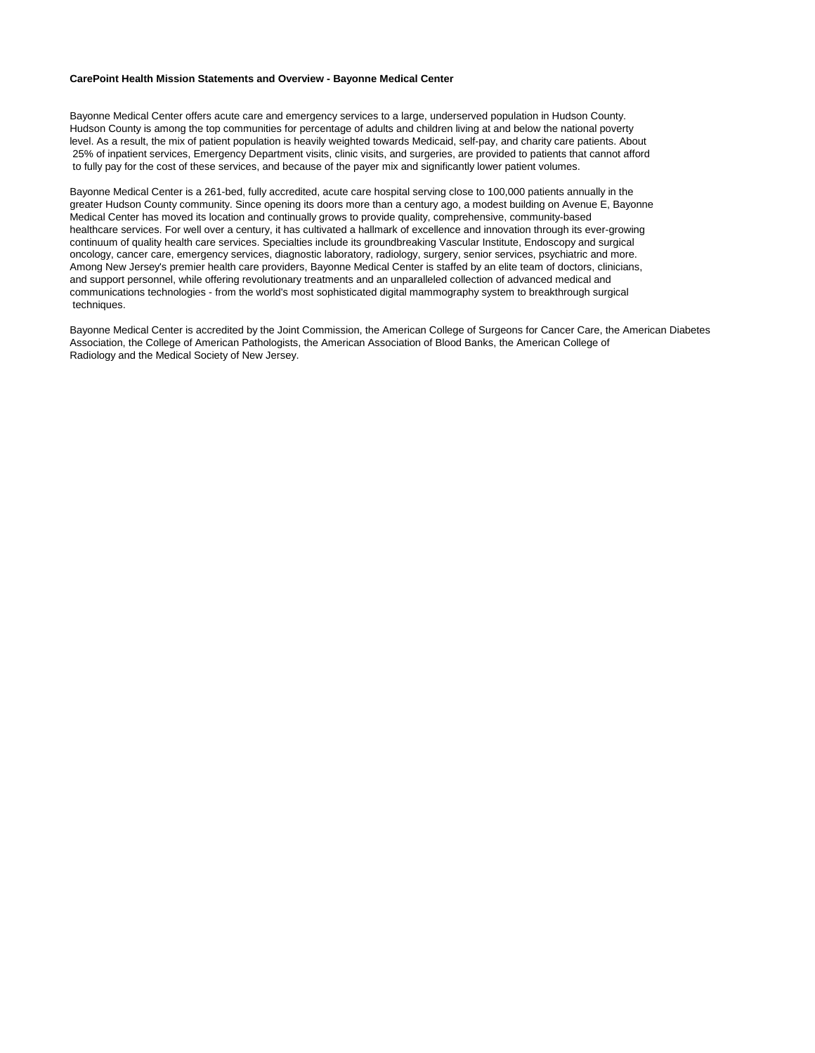**CarePoint Health Mission Statements and Overview - Bayonne Medical Center**

Bayonne Medical Center offers acute care and emergency services to a large, underserved population in Hudson County. Hudson County is among the top communities for percentage of adults and children living at and below the national poverty level. As a result, the mix of patient population is heavily weighted towards Medicaid, self-pay, and charity care patients. About 25% of inpatient services, Emergency Department visits, clinic visits, and surgeries, are provided to patients that cannot afford to fully pay for the cost of these services, and because of the payer mix and significantly lower patient volumes.

Bayonne Medical Center is a 261-bed, fully accredited, acute care hospital serving close to 100,000 patients annually in the greater Hudson County community. Since opening its doors more than a century ago, a modest building on Avenue E, Bayonne Medical Center has moved its location and continually grows to provide quality, comprehensive, community-based healthcare services. For well over a century, it has cultivated a hallmark of excellence and innovation through its ever-growing continuum of quality health care services. Specialties include its groundbreaking Vascular Institute, Endoscopy and surgical oncology, cancer care, emergency services, diagnostic laboratory, radiology, surgery, senior services, psychiatric and more. Among New Jersey's premier health care providers, Bayonne Medical Center is staffed by an elite team of doctors, clinicians, and support personnel, while offering revolutionary treatments and an unparalleled collection of advanced medical and communications technologies - from the world's most sophisticated digital mammography system to breakthrough surgical techniques.

Bayonne Medical Center is accredited by the Joint Commission, the American College of Surgeons for Cancer Care, the American Diabetes Association, the College of American Pathologists, the American Association of Blood Banks, the American College of Radiology and the Medical Society of New Jersey.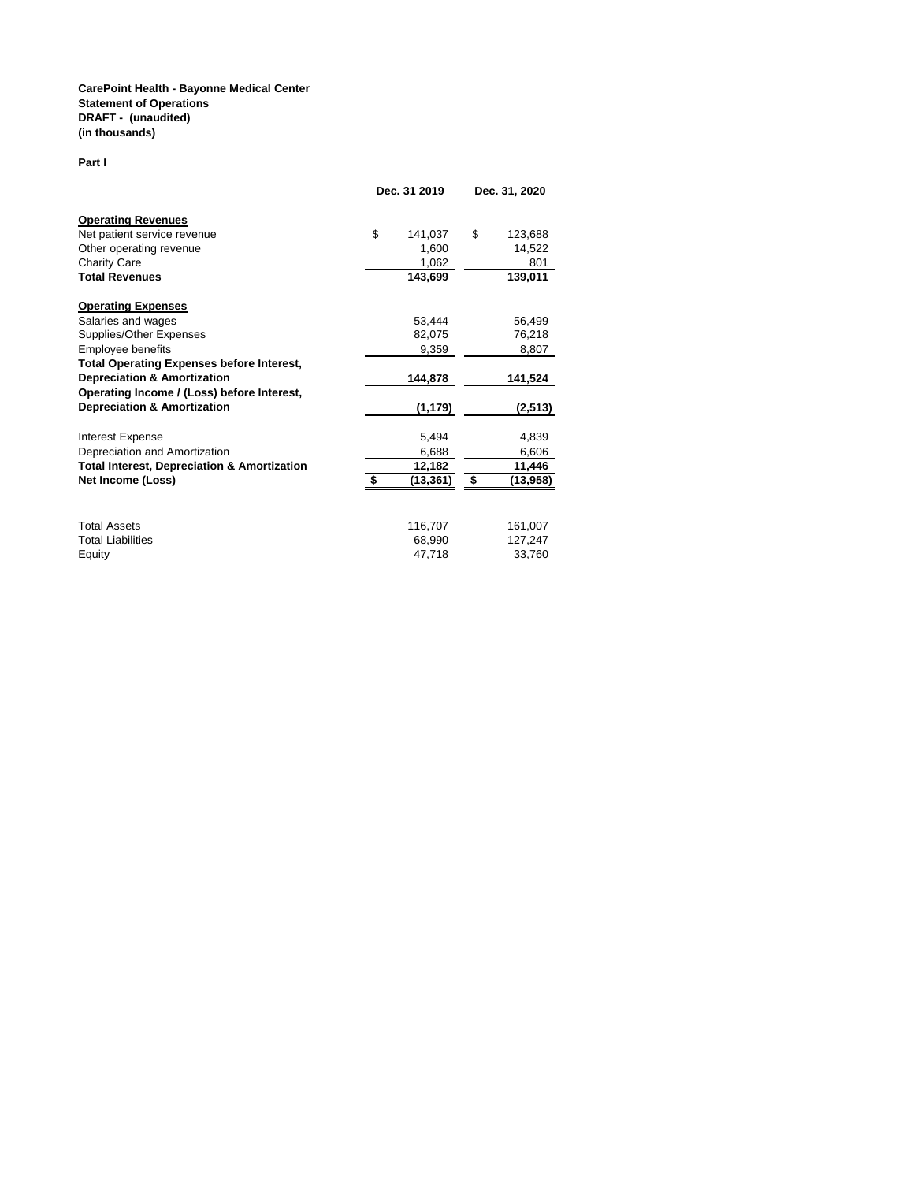**CarePoint Health - Bayonne Medical Center**
**Statement of Operations**
**DRAFT - (unaudited)**
**(in thousands)**

**Part I**

| | Dec. 31 2019 | Dec. 31, 2020 |
|---|---|---|
| **Operating Revenues** | | |
| Net patient service revenue | $ 141,037 | $ 123,688 |
| Other operating revenue | 1,600 | 14,522 |
| Charity Care | 1,062 | 801 |
| **Total Revenues** | **143,699** | **139,011** |
| **Operating Expenses** | | |
| Salaries and wages | 53,444 | 56,499 |
| Supplies/Other Expenses | 82,075 | 76,218 |
| Employee benefits | 9,359 | 8,807 |
| **Total Operating Expenses before Interest, Depreciation & Amortization** | **144,878** | **141,524** |
| **Operating Income / (Loss) before Interest, Depreciation & Amortization** | **(1,179)** | **(2,513)** |
| Interest Expense | 5,494 | 4,839 |
| Depreciation and Amortization | 6,688 | 6,606 |
| **Total Interest, Depreciation & Amortization** | **12,182** | **11,446** |
| **Net Income (Loss)** | **$ (13,361)** | **$ (13,958)** |
| Total Assets | 116,707 | 161,007 |
| Total Liabilities | 68,990 | 127,247 |
| Equity | 47,718 | 33,760 |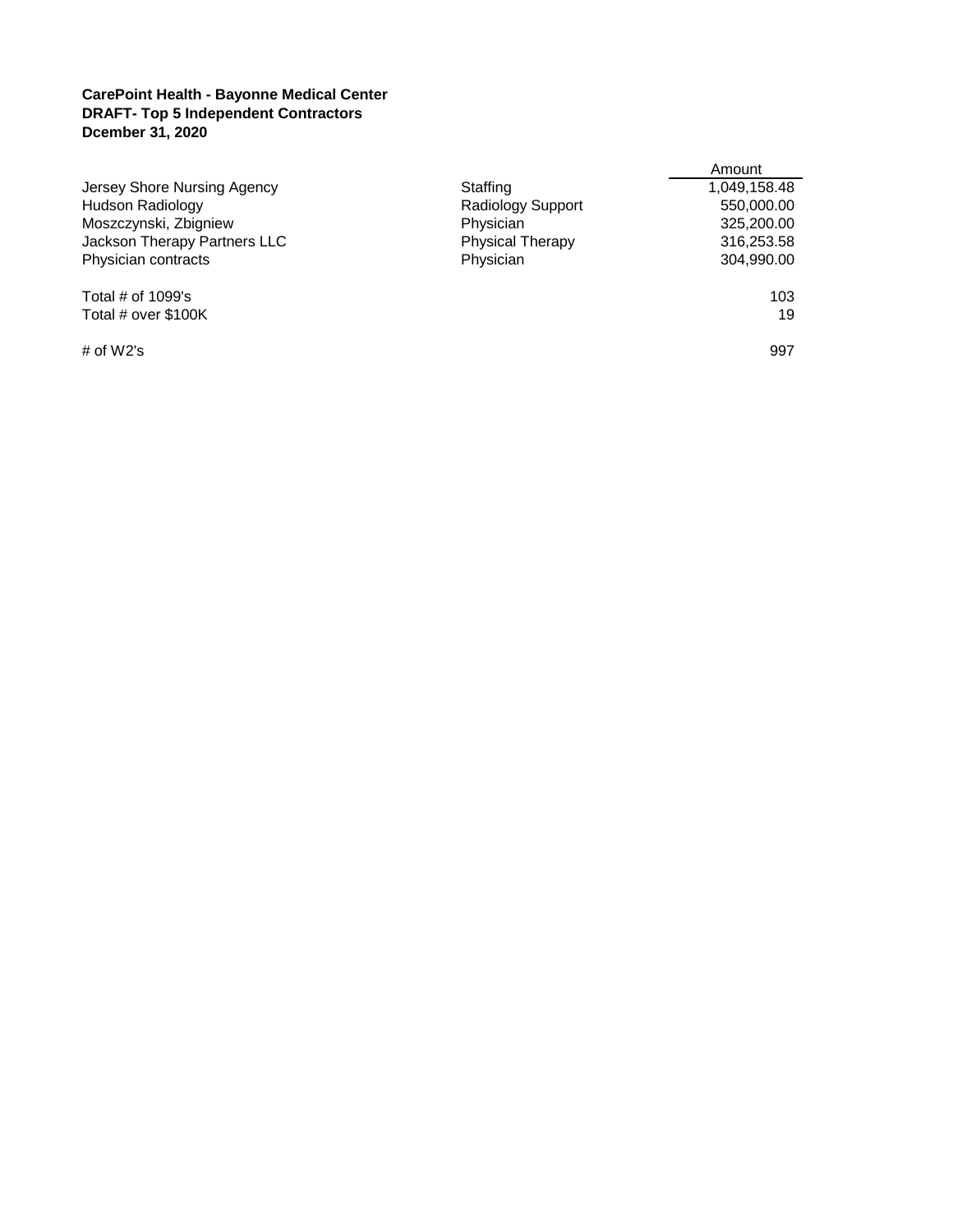**CarePoint Health - Bayonne Medical Center**
**DRAFT- Top 5 Independent Contractors**
**Dcember 31, 2020**

| | | Amount |
|---|---|---|
| Jersey Shore Nursing Agency | Staffing | 1,049,158.48 |
| Hudson Radiology | Radiology Support | 550,000.00 |
| Moszczynski, Zbigniew | Physician | 325,200.00 |
| Jackson Therapy Partners LLC | Physical Therapy | 316,253.58 |
| Physician contracts | Physician | 304,990.00 |
| | | |
| Total # of 1099's | | 103 |
| Total # over $100K | | 19 |
| | | |
| # of W2's | | 997 |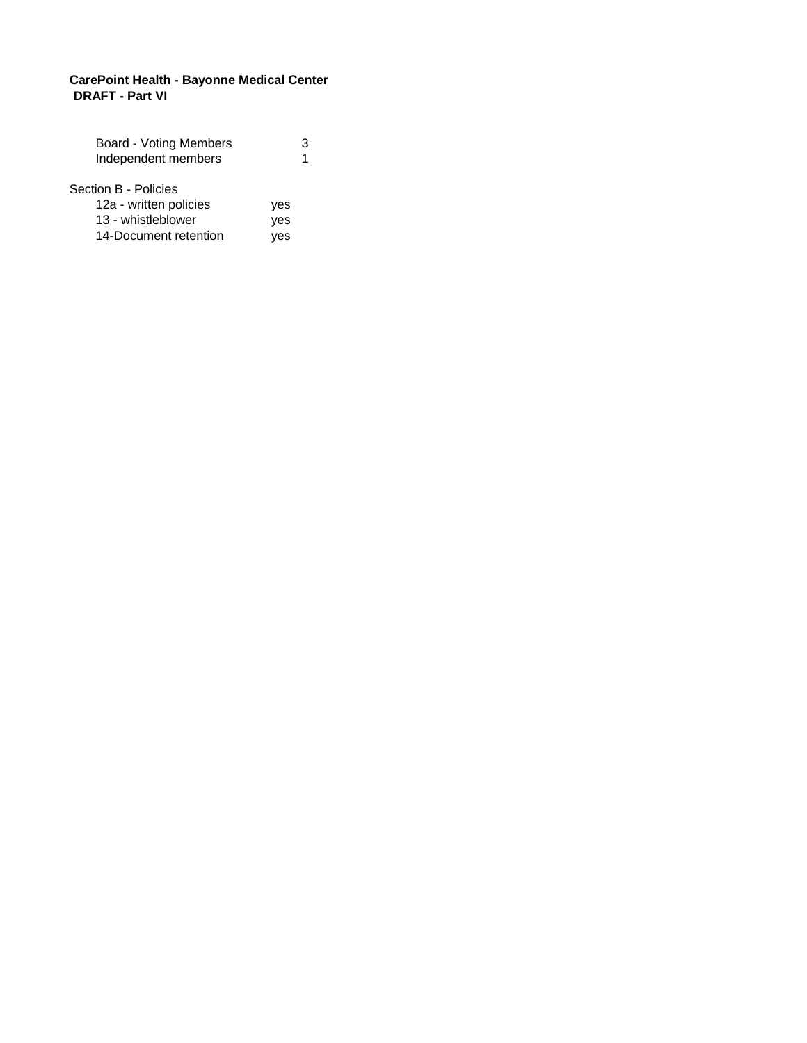**CarePoint Health - Bayonne Medical Center**
**DRAFT - Part VI**

| | |
|---|---|
| Board - Voting Members | 3 |
| Independent members | 1 |

Section B - Policies

| | |
|---|---|
| 12a - written policies | yes |
| 13 - whistleblower | yes |
| 14-Document retention | yes |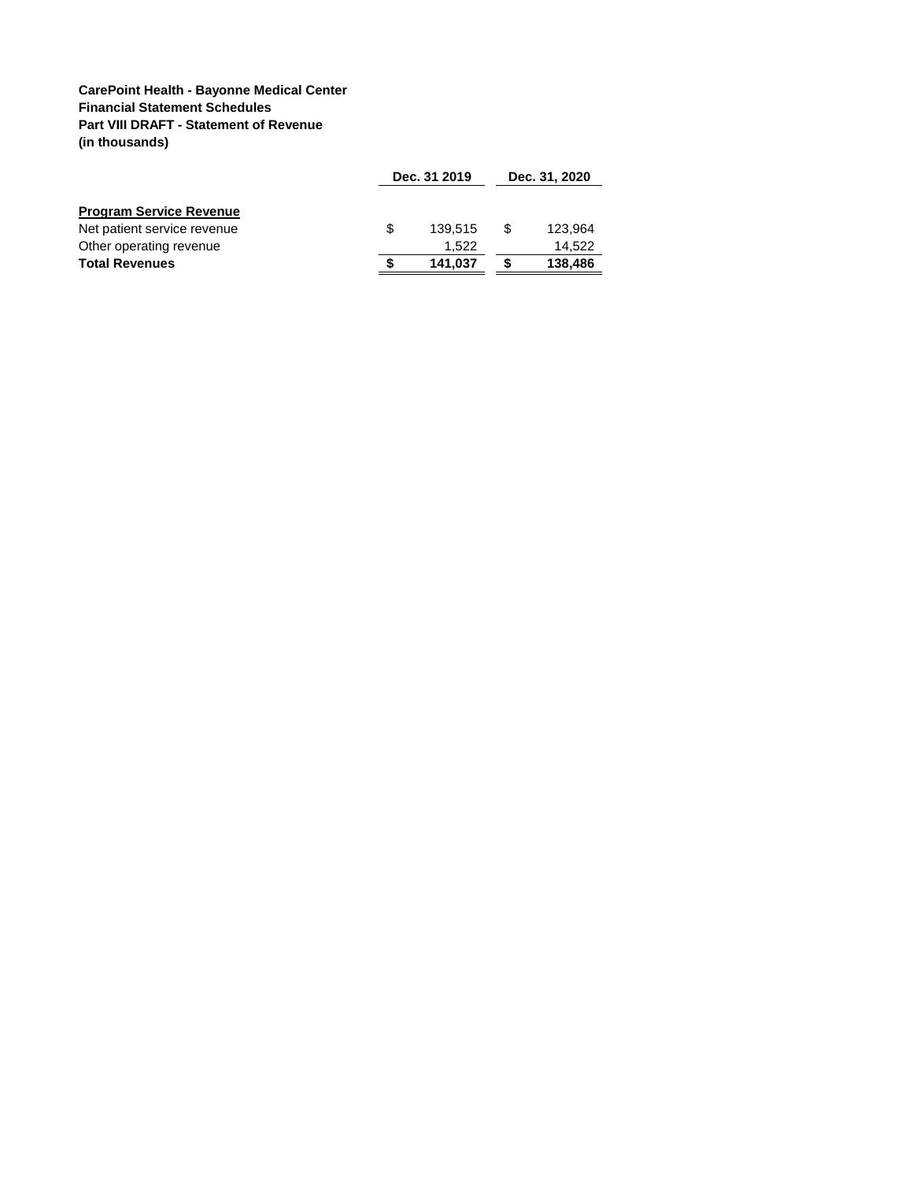**CarePoint Health - Bayonne Medical Center**
**Financial Statement Schedules**
**Part VIII DRAFT - Statement of Revenue**
**(in thousands)**

| | Dec. 31 2019 | Dec. 31, 2020 |
|---|---|---|
| **Program Service Revenue** | | |
| Net patient service revenue | $ 139,515 | $ 123,964 |
| Other operating revenue | 1,522 | 14,522 |
| **Total Revenues** | **$ 141,037** | **$ 138,486** |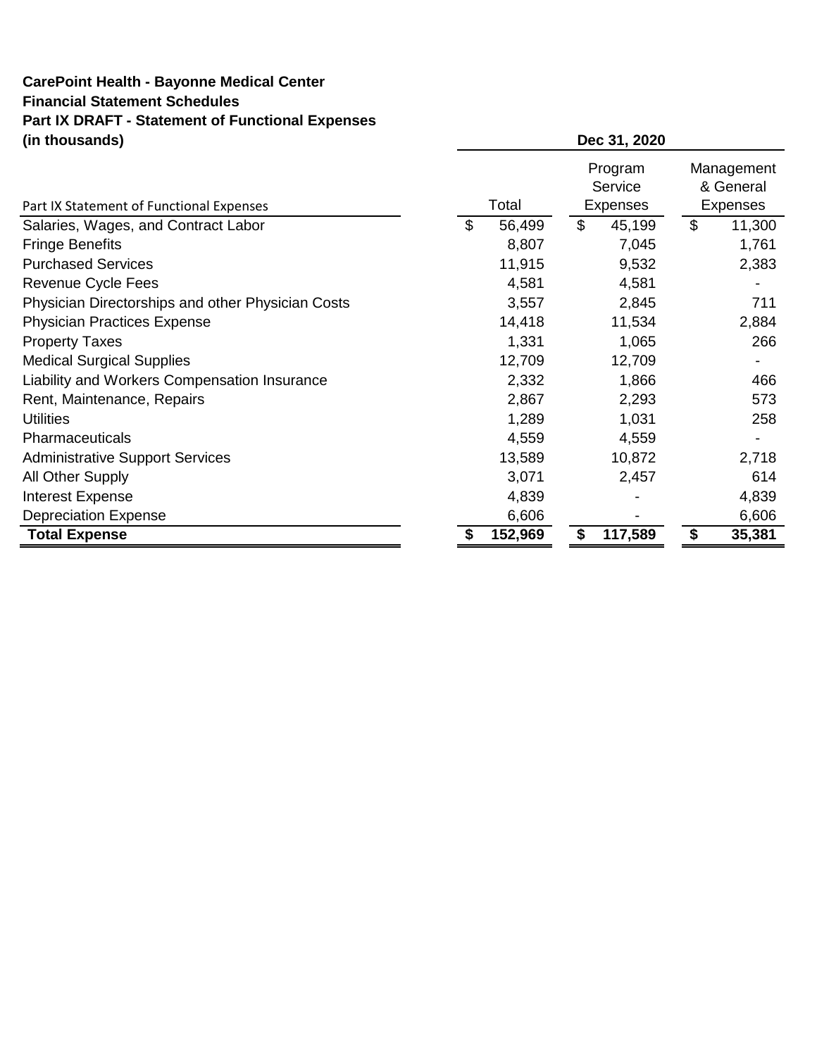**CarePoint Health - Bayonne Medical Center**
**Financial Statement Schedules**
**Part IX DRAFT - Statement of Functional Expenses**
**(in thousands)**

| | Dec 31, 2020 | | |
|---|---|---|---|
| Part IX Statement of Functional Expenses | Total | Program Service Expenses | Management & General Expenses |
| Salaries, Wages, and Contract Labor | $ 56,499 | $ 45,199 | $ 11,300 |
| Fringe Benefits | 8,807 | 7,045 | 1,761 |
| Purchased Services | 11,915 | 9,532 | 2,383 |
| Revenue Cycle Fees | 4,581 | 4,581 | - |
| Physician Directorships and other Physician Costs | 3,557 | 2,845 | 711 |
| Physician Practices Expense | 14,418 | 11,534 | 2,884 |
| Property Taxes | 1,331 | 1,065 | 266 |
| Medical Surgical Supplies | 12,709 | 12,709 | - |
| Liability and Workers Compensation Insurance | 2,332 | 1,866 | 466 |
| Rent, Maintenance, Repairs | 2,867 | 2,293 | 573 |
| Utilities | 1,289 | 1,031 | 258 |
| Pharmaceuticals | 4,559 | 4,559 | - |
| Administrative Support Services | 13,589 | 10,872 | 2,718 |
| All Other Supply | 3,071 | 2,457 | 614 |
| Interest Expense | 4,839 | - | 4,839 |
| Depreciation Expense | 6,606 | - | 6,606 |
| **Total Expense** | **$ 152,969** | **$ 117,589** | **$ 35,381** |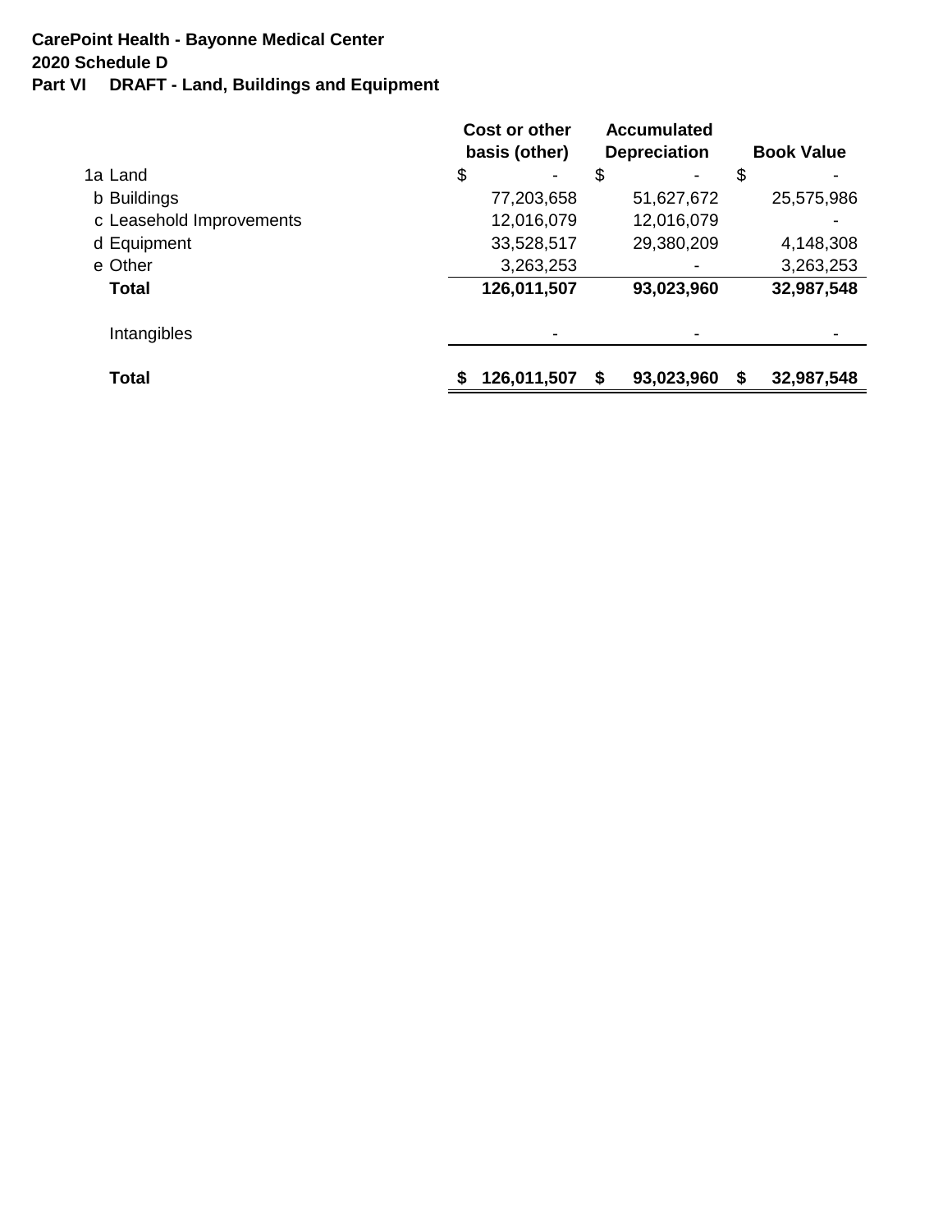**CarePoint Health - Bayonne Medical Center**
**2020 Schedule D**
**Part VI DRAFT - Land, Buildings and Equipment**

| | Cost or other basis (other) | Accumulated Depreciation | Book Value |
|---|---|---|---|
| 1a Land | $ - | $ - | $ - |
| b Buildings | 77,203,658 | 51,627,672 | 25,575,986 |
| c Leasehold Improvements | 12,016,079 | 12,016,079 | - |
| d Equipment | 33,528,517 | 29,380,209 | 4,148,308 |
| e Other | 3,263,253 | - | 3,263,253 |
| **Total** | **126,011,507** | **93,023,960** | **32,987,548** |
| Intangibles | - | - | - |
| **Total** | **$ 126,011,507** | **$ 93,023,960** | **$ 32,987,548** |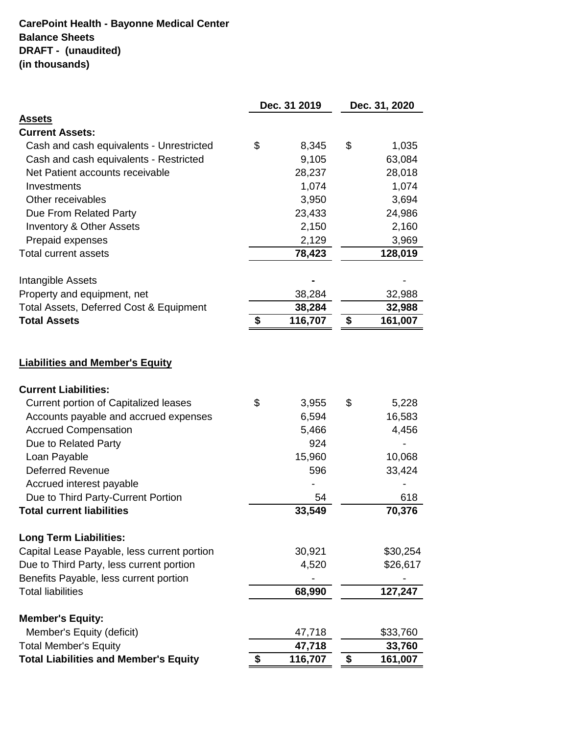**CarePoint Health - Bayonne Medical Center**
**Balance Sheets**
**DRAFT - (unaudited)**
**(in thousands)**

| | Dec. 31 2019 | Dec. 31, 2020 |
|---|---|---|
| **Assets** | | |
| **Current Assets:** | | |
| Cash and cash equivalents - Unrestricted | $ 8,345 | $ 1,035 |
| Cash and cash equivalents - Restricted | 9,105 | 63,084 |
| Net Patient accounts receivable | 28,237 | 28,018 |
| Investments | 1,074 | 1,074 |
| Other receivables | 3,950 | 3,694 |
| Due From Related Party | 23,433 | 24,986 |
| Inventory & Other Assets | 2,150 | 2,160 |
| Prepaid expenses | 2,129 | 3,969 |
| Total current assets | **78,423** | **128,019** |
| | | |
| Intangible Assets | **-** | - |
| Property and equipment, net | 38,284 | 32,988 |
| Total Assets, Deferred Cost & Equipment | **38,284** | **32,988** |
| **Total Assets** | **$ 116,707** | **$ 161,007** |
| | | |
| **Liabilities and Member's Equity** | | |
| | | |
| **Current Liabilities:** | | |
| Current portion of Capitalized leases | $ 3,955 | $ 5,228 |
| Accounts payable and accrued expenses | 6,594 | 16,583 |
| Accrued Compensation | 5,466 | 4,456 |
| Due to Related Party | 924 | - |
| Loan Payable | 15,960 | 10,068 |
| Deferred Revenue | 596 | 33,424 |
| Accrued interest payable | - | - |
| Due to Third Party-Current Portion | 54 | 618 |
| **Total current liabilities** | **33,549** | **70,376** |
| | | |
| **Long Term Liabilities:** | | |
| Capital Lease Payable, less current portion | 30,921 | $30,254 |
| Due to Third Party, less current portion | 4,520 | $26,617 |
| Benefits Payable, less current portion | - | - |
| Total liabilities | **68,990** | **127,247** |
| | | |
| **Member's Equity:** | | |
| Member's Equity (deficit) | 47,718 | $33,760 |
| Total Member's Equity | **47,718** | **33,760** |
| **Total Liabilities and Member's Equity** | **$ 116,707** | **$ 161,007** |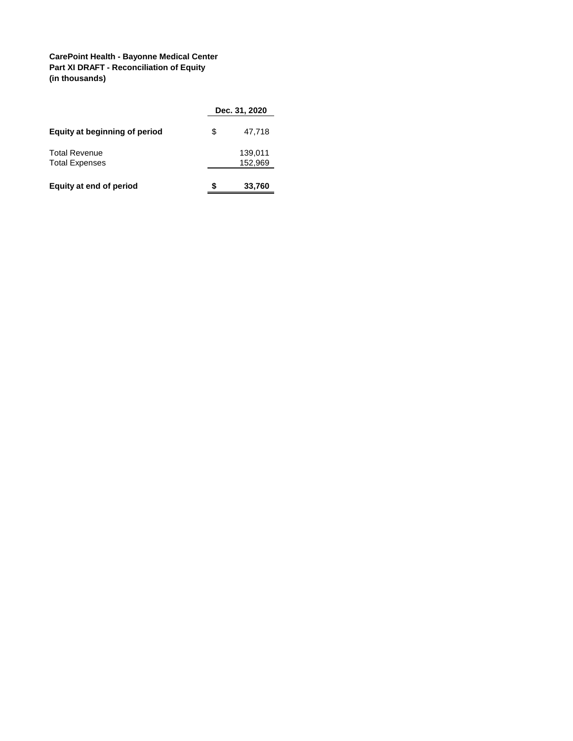**CarePoint Health - Bayonne Medical Center**
**Part XI DRAFT - Reconciliation of Equity**
**(in thousands)**

| | Dec. 31, 2020 |
|---|---|
| **Equity at beginning of period** | $ 47,718 |
| Total Revenue | 139,011 |
| Total Expenses | 152,969 |
| **Equity at end of period** | **$ 33,760** |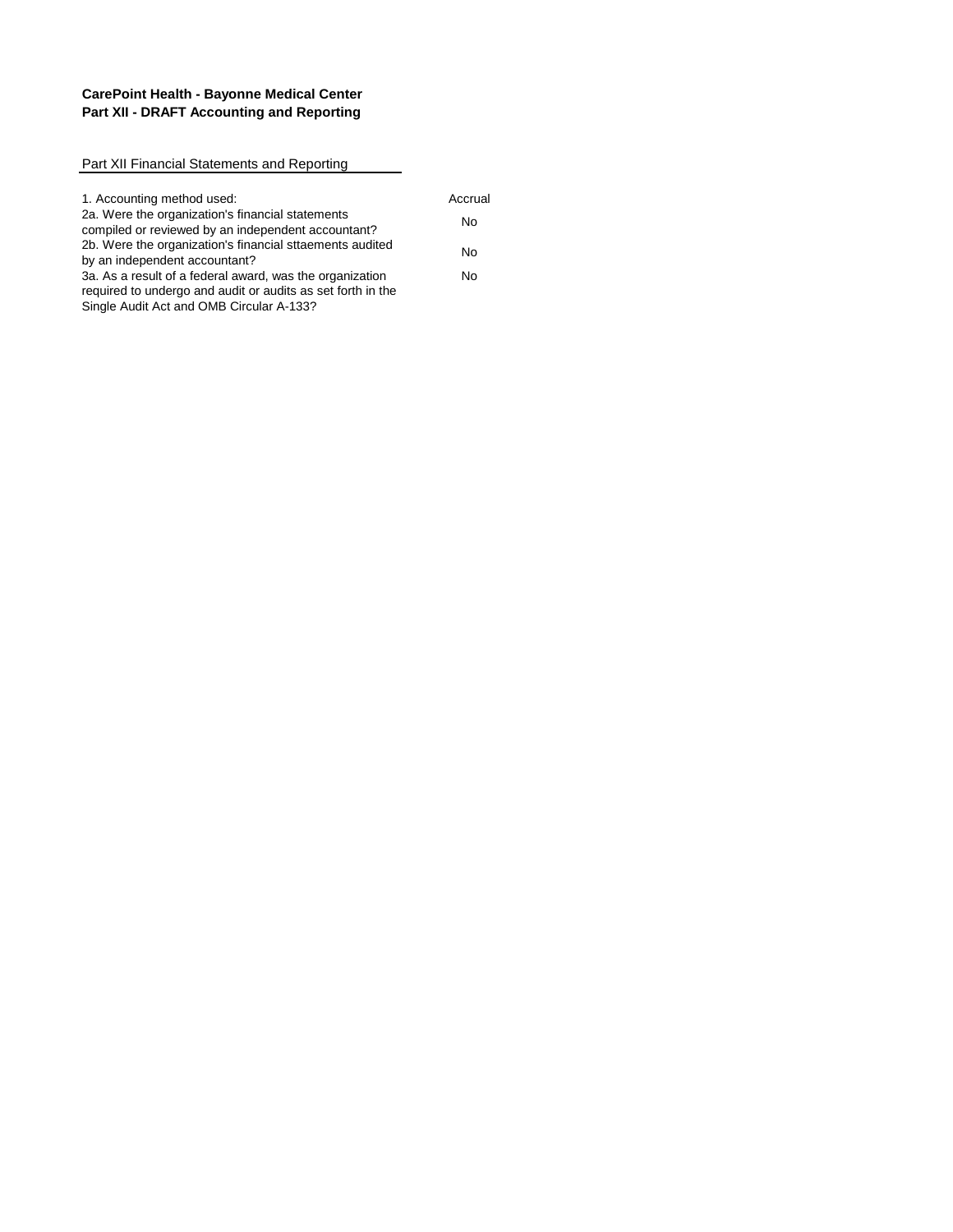**CarePoint Health - Bayonne Medical Center**
**Part XII - DRAFT Accounting and Reporting**

Part XII Financial Statements and Reporting

| | |
|---|---|
| 1. Accounting method used: | Accrual |
| 2a. Were the organization's financial statements compiled or reviewed by an independent accountant? | No |
| 2b. Were the organization's financial sttaements audited by an independent accountant? | No |
| 3a. As a result of a federal award, was the organization required to undergo and audit or audits as set forth in the Single Audit Act and OMB Circular A-133? | No |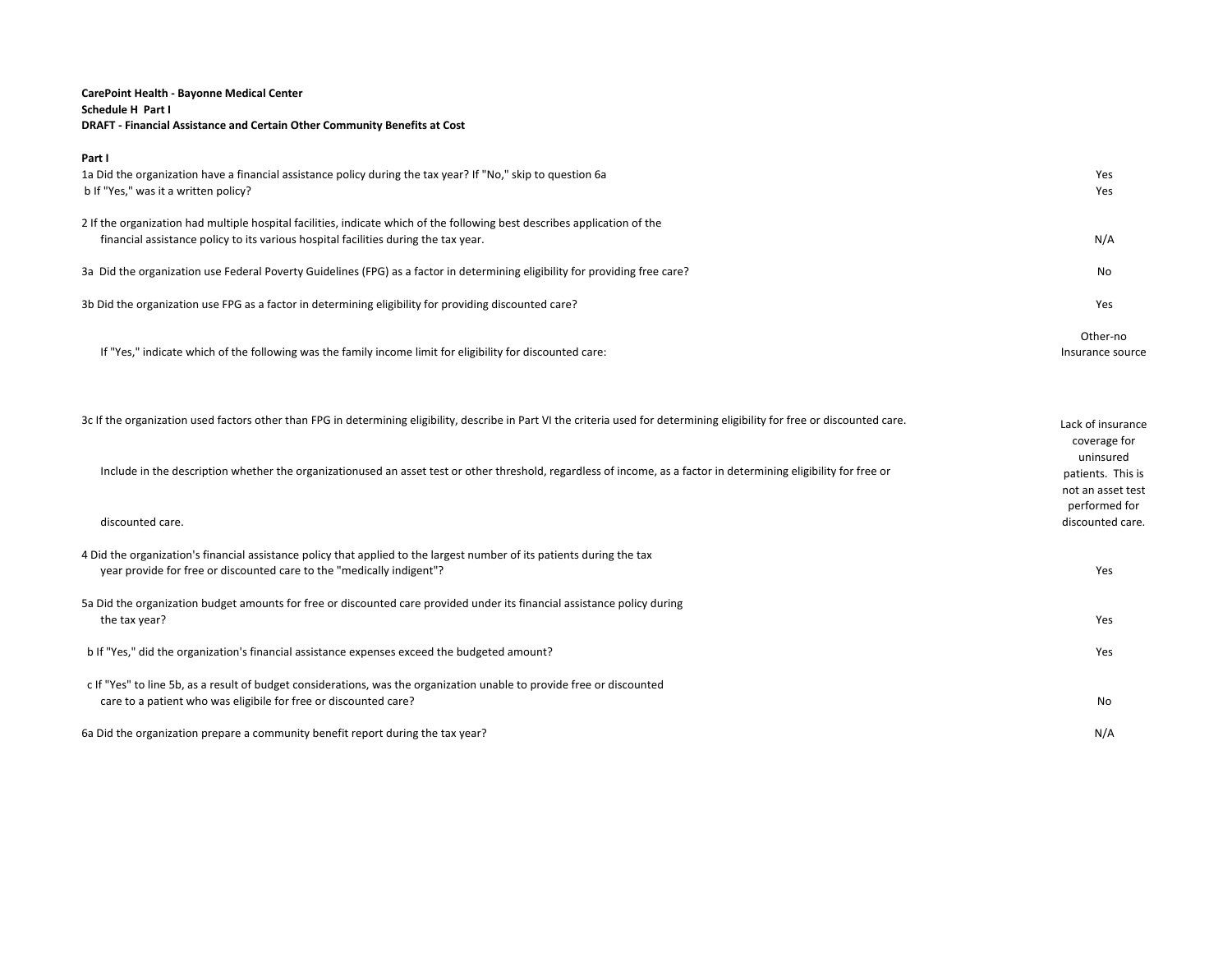**CarePoint Health - Bayonne Medical Center**
**Schedule H Part I**
**DRAFT - Financial Assistance and Certain Other Community Benefits at Cost**

**Part I**

| Question | Answer |
|---|---|
| 1a Did the organization have a financial assistance policy during the tax year? If "No," skip to question 6a | Yes |
| b If "Yes," was it a written policy? | Yes |
| 2 If the organization had multiple hospital facilities, indicate which of the following best describes application of the financial assistance policy to its various hospital facilities during the tax year. | N/A |
| 3a Did the organization use Federal Poverty Guidelines (FPG) as a factor in determining eligibility for providing free care? | No |
| 3b Did the organization use FPG as a factor in determining eligibility for providing discounted care? | Yes |
| If "Yes," indicate which of the following was the family income limit for eligibility for discounted care: | Other-no Insurance source |
| 3c If the organization used factors other than FPG in determining eligibility, describe in Part VI the criteria used for determining eligibility for free or discounted care. Include in the description whether the organizationused an asset test or other threshold, regardless of income, as a factor in determining eligibility for free or discounted care. | Lack of insurance coverage for uninsured patients. This is not an asset test performed for discounted care. |
| 4 Did the organization's financial assistance policy that applied to the largest number of its patients during the tax year provide for free or discounted care to the "medically indigent"? | Yes |
| 5a Did the organization budget amounts for free or discounted care provided under its financial assistance policy during the tax year? | Yes |
| b If "Yes," did the organization's financial assistance expenses exceed the budgeted amount? | Yes |
| c If "Yes" to line 5b, as a result of budget considerations, was the organization unable to provide free or discounted care to a patient who was eligibile for free or discounted care? | No |
| 6a Did the organization prepare a community benefit report during the tax year? | N/A |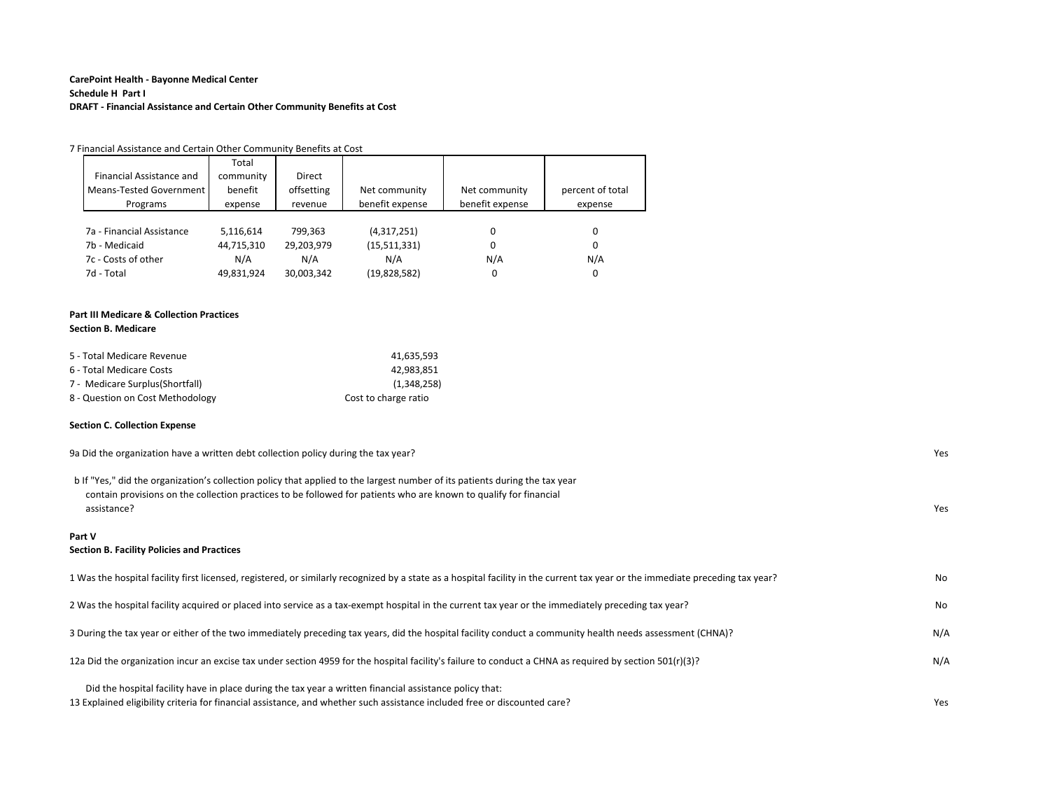**CarePoint Health - Bayonne Medical Center**
**Schedule H Part I**
**DRAFT - Financial Assistance and Certain Other Community Benefits at Cost**

7 Financial Assistance and Certain Other Community Benefits at Cost

| Financial Assistance and Means-Tested Government Programs | Total community benefit expense | Direct offsetting revenue | Net community benefit expense | Net community benefit expense | percent of total expense |
|---|---|---|---|---|---|
| 7a - Financial Assistance | 5,116,614 | 799,363 | (4,317,251) | 0 | 0 |
| 7b - Medicaid | 44,715,310 | 29,203,979 | (15,511,331) | 0 | 0 |
| 7c - Costs of other | N/A | N/A | N/A | N/A | N/A |
| 7d - Total | 49,831,924 | 30,003,342 | (19,828,582) | 0 | 0 |

**Part III Medicare & Collection Practices**
**Section B. Medicare**

| | |
|---|---|
| 5 - Total Medicare Revenue | 41,635,593 |
| 6 - Total Medicare Costs | 42,983,851 |
| 7 - Medicare Surplus(Shortfall) | (1,348,258) |
| 8 - Question on Cost Methodology | Cost to charge ratio |

**Section C. Collection Expense**

9a Did the organization have a written debt collection policy during the tax year? Yes

b If "Yes," did the organization's collection policy that applied to the largest number of its patients during the tax year contain provisions on the collection practices to be followed for patients who are known to qualify for financial assistance? Yes

**Part V**
**Section B. Facility Policies and Practices**

1 Was the hospital facility first licensed, registered, or similarly recognized by a state as a hospital facility in the current tax year or the immediate preceding tax year? No

2 Was the hospital facility acquired or placed into service as a tax-exempt hospital in the current tax year or the immediately preceding tax year? No

3 During the tax year or either of the two immediately preceding tax years, did the hospital facility conduct a community health needs assessment (CHNA)? N/A

12a Did the organization incur an excise tax under section 4959 for the hospital facility's failure to conduct a CHNA as required by section 501(r)(3)? N/A

Did the hospital facility have in place during the tax year a written financial assistance policy that:

13 Explained eligibility criteria for financial assistance, and whether such assistance included free or discounted care? Yes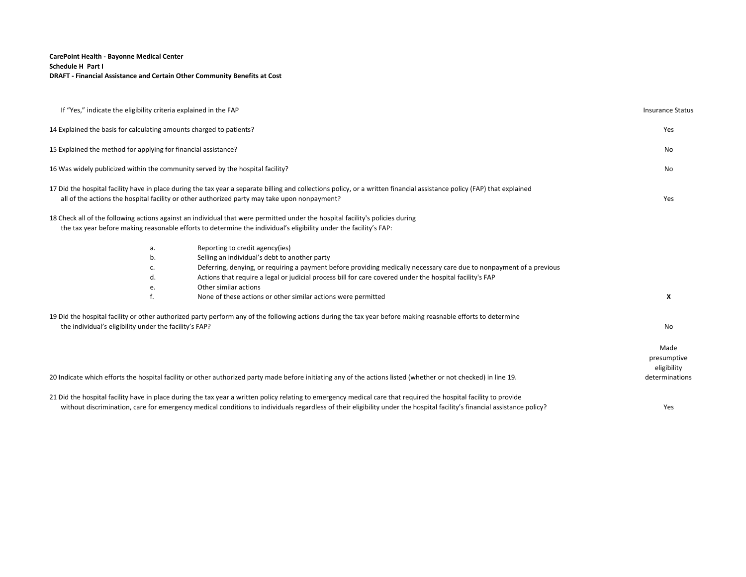**CarePoint Health - Bayonne Medical Center**
**Schedule H Part I**
**DRAFT - Financial Assistance and Certain Other Community Benefits at Cost**

| | |
|---|---|
| If “Yes,” indicate the eligibility criteria explained in the FAP | Insurance Status |
| 14 Explained the basis for calculating amounts charged to patients? | Yes |
| 15 Explained the method for applying for financial assistance? | No |
| 16 Was widely publicized within the community served by the hospital facility? | No |
| 17 Did the hospital facility have in place during the tax year a separate billing and collections policy, or a written financial assistance policy (FAP) that explained all of the actions the hospital facility or other authorized party may take upon nonpayment? | Yes |
| 18 Check all of the following actions against an individual that were permitted under the hospital facility's policies during the tax year before making reasonable efforts to determine the individual’s eligibility under the facility’s FAP: | |
| a. Reporting to credit agency(ies) | |
| b. Selling an individual’s debt to another party | |
| c. Deferring, denying, or requiring a payment before providing medically necessary care due to nonpayment of a previous | |
| d. Actions that require a legal or judicial process bill for care covered under the hospital facility's FAP | |
| e. Other similar actions | |
| f. None of these actions or other similar actions were permitted | **X** |
| 19 Did the hospital facility or other authorized party perform any of the following actions during the tax year before making reasnable efforts to determine the individual’s eligibility under the facility’s FAP? | No |
| 20 Indicate which efforts the hospital facility or other authorized party made before initiating any of the actions listed (whether or not checked) in line 19. | Made presumptive eligibility determinations |
| 21 Did the hospital facility have in place during the tax year a written policy relating to emergency medical care that required the hospital facility to provide without discrimination, care for emergency medical conditions to individuals regardless of their eligibility under the hospital facility’s financial assistance policy? | Yes |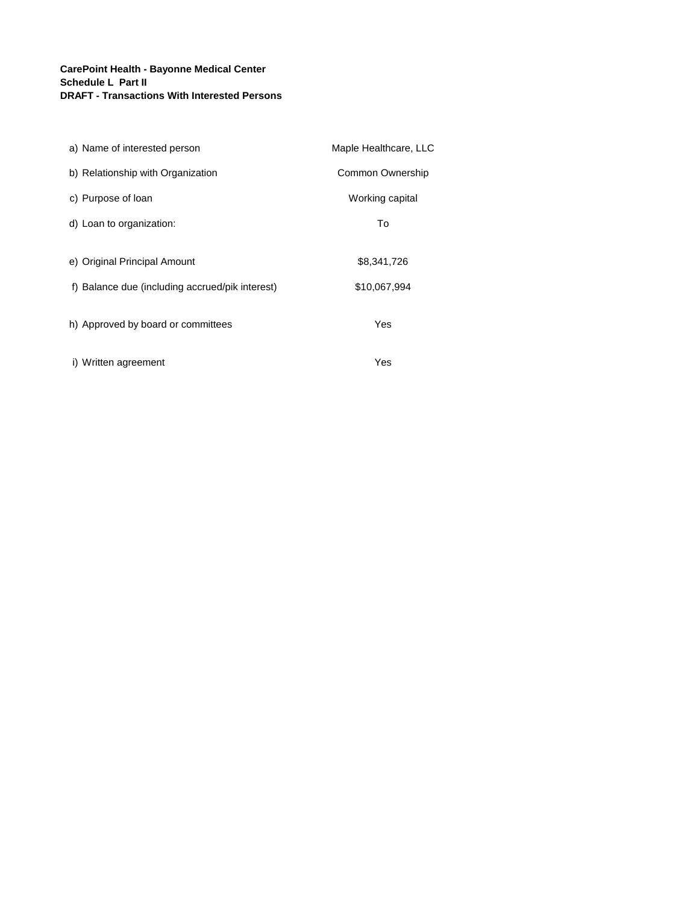**CarePoint Health - Bayonne Medical Center**
**Schedule L Part II**
**DRAFT - Transactions With Interested Persons**

| | |
|---|---|
| a) Name of interested person | Maple Healthcare, LLC |
| b) Relationship with Organization | Common Ownership |
| c) Purpose of loan | Working capital |
| d) Loan to organization: | To |
| e) Original Principal Amount | $8,341,726 |
| f) Balance due (including accrued/pik interest) | $10,067,994 |
| h) Approved by board or committees | Yes |
| i) Written agreement | Yes |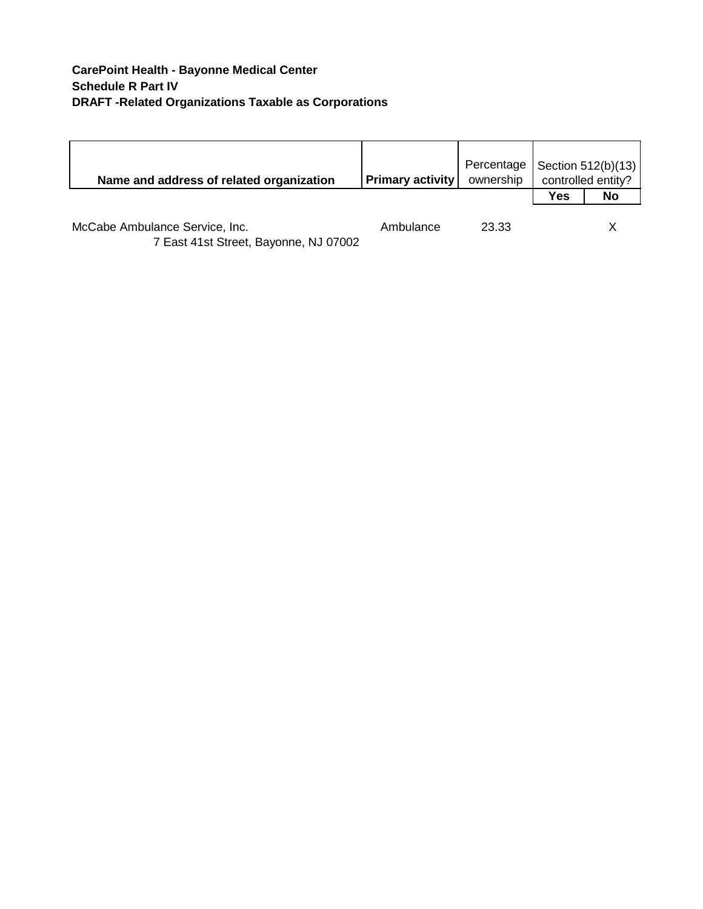**CarePoint Health - Bayonne Medical Center**
**Schedule R Part IV**
**DRAFT -Related Organizations Taxable as Corporations**

| Name and address of related organization | Primary activity | Percentage ownership | Section 512(b)(13) controlled entity? | |
|---|---|---|---|---|
| | | | Yes | No |
| McCabe Ambulance Service, Inc.<br>7 East 41st Street, Bayonne, NJ 07002 | Ambulance | 23.33 | | X |